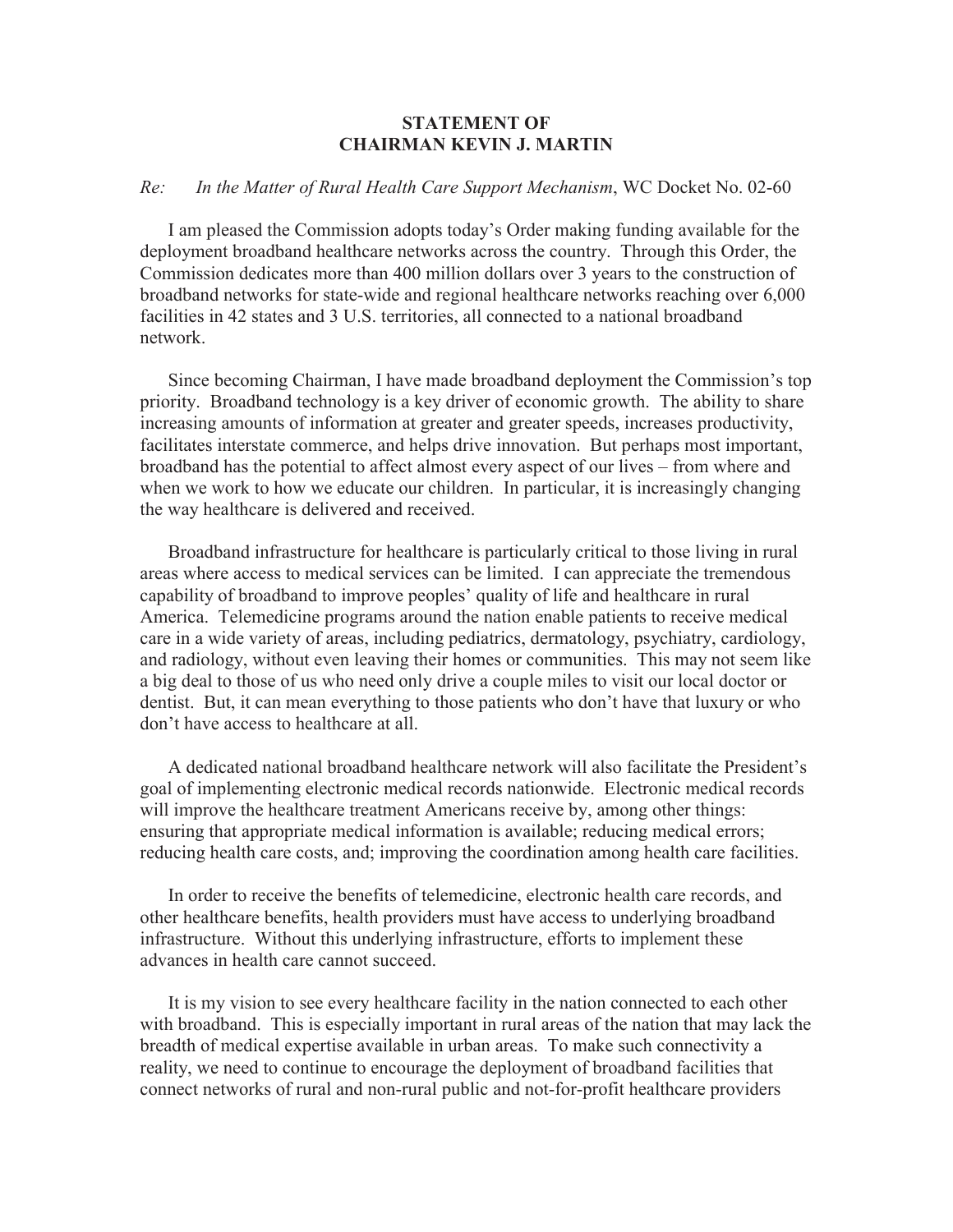## STATEMENT OF
## CHAIRMAN KEVIN J. MARTIN

*Re: In the Matter of Rural Health Care Support Mechanism*, WC Docket No. 02-60

I am pleased the Commission adopts today's Order making funding available for the deployment broadband healthcare networks across the country. Through this Order, the Commission dedicates more than 400 million dollars over 3 years to the construction of broadband networks for state-wide and regional healthcare networks reaching over 6,000 facilities in 42 states and 3 U.S. territories, all connected to a national broadband network.

Since becoming Chairman, I have made broadband deployment the Commission's top priority. Broadband technology is a key driver of economic growth. The ability to share increasing amounts of information at greater and greater speeds, increases productivity, facilitates interstate commerce, and helps drive innovation. But perhaps most important, broadband has the potential to affect almost every aspect of our lives – from where and when we work to how we educate our children. In particular, it is increasingly changing the way healthcare is delivered and received.

Broadband infrastructure for healthcare is particularly critical to those living in rural areas where access to medical services can be limited. I can appreciate the tremendous capability of broadband to improve peoples' quality of life and healthcare in rural America. Telemedicine programs around the nation enable patients to receive medical care in a wide variety of areas, including pediatrics, dermatology, psychiatry, cardiology, and radiology, without even leaving their homes or communities. This may not seem like a big deal to those of us who need only drive a couple miles to visit our local doctor or dentist. But, it can mean everything to those patients who don't have that luxury or who don't have access to healthcare at all.

A dedicated national broadband healthcare network will also facilitate the President's goal of implementing electronic medical records nationwide. Electronic medical records will improve the healthcare treatment Americans receive by, among other things: ensuring that appropriate medical information is available; reducing medical errors; reducing health care costs, and; improving the coordination among health care facilities.

In order to receive the benefits of telemedicine, electronic health care records, and other healthcare benefits, health providers must have access to underlying broadband infrastructure. Without this underlying infrastructure, efforts to implement these advances in health care cannot succeed.

It is my vision to see every healthcare facility in the nation connected to each other with broadband. This is especially important in rural areas of the nation that may lack the breadth of medical expertise available in urban areas. To make such connectivity a reality, we need to continue to encourage the deployment of broadband facilities that connect networks of rural and non-rural public and not-for-profit healthcare providers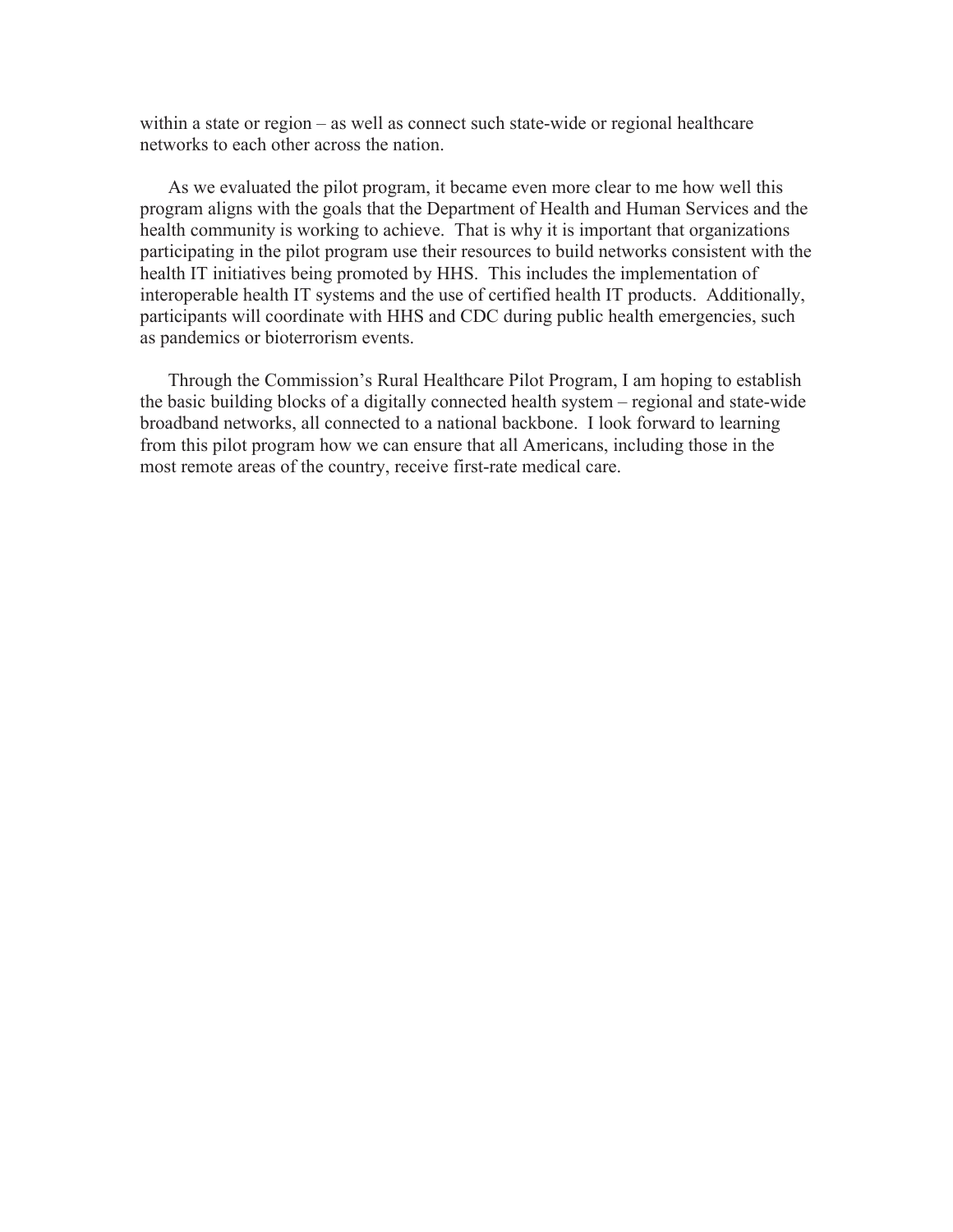within a state or region – as well as connect such state-wide or regional healthcare networks to each other across the nation.

As we evaluated the pilot program, it became even more clear to me how well this program aligns with the goals that the Department of Health and Human Services and the health community is working to achieve. That is why it is important that organizations participating in the pilot program use their resources to build networks consistent with the health IT initiatives being promoted by HHS. This includes the implementation of interoperable health IT systems and the use of certified health IT products. Additionally, participants will coordinate with HHS and CDC during public health emergencies, such as pandemics or bioterrorism events.

Through the Commission's Rural Healthcare Pilot Program, I am hoping to establish the basic building blocks of a digitally connected health system – regional and state-wide broadband networks, all connected to a national backbone. I look forward to learning from this pilot program how we can ensure that all Americans, including those in the most remote areas of the country, receive first-rate medical care.